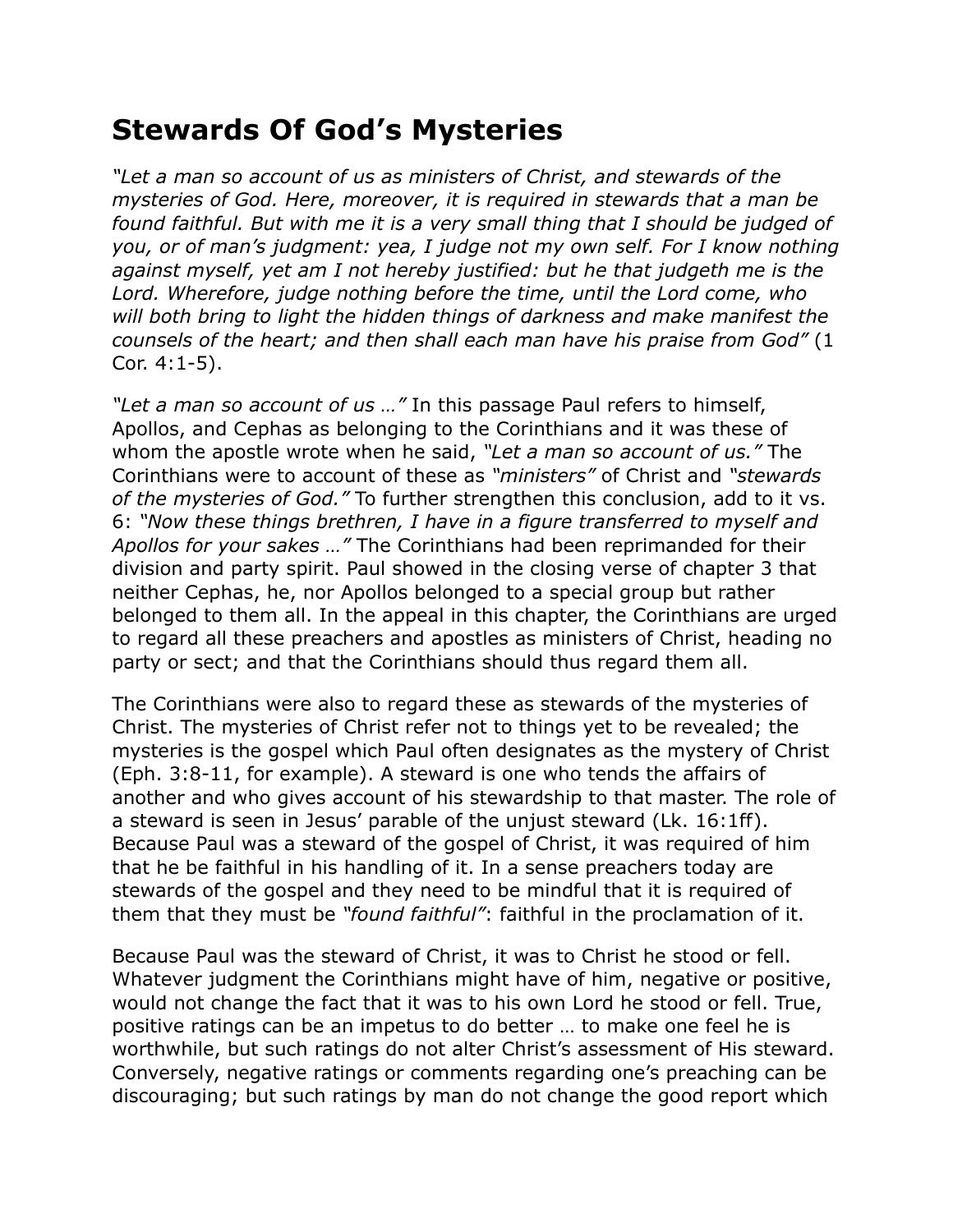# Stewards Of God's Mysteries

*"Let a man so account of us as ministers of Christ, and stewards of the mysteries of God. Here, moreover, it is required in stewards that a man be found faithful. But with me it is a very small thing that I should be judged of you, or of man's judgment: yea, I judge not my own self. For I know nothing against myself, yet am I not hereby justified: but he that judgeth me is the Lord. Wherefore, judge nothing before the time, until the Lord come, who will both bring to light the hidden things of darkness and make manifest the counsels of the heart; and then shall each man have his praise from God"* (1 Cor. 4:1-5).

*"Let a man so account of us …"* In this passage Paul refers to himself, Apollos, and Cephas as belonging to the Corinthians and it was these of whom the apostle wrote when he said, *"Let a man so account of us."* The Corinthians were to account of these as *"ministers"* of Christ and *"stewards of the mysteries of God."* To further strengthen this conclusion, add to it vs. 6: *"Now these things brethren, I have in a figure transferred to myself and Apollos for your sakes …"* The Corinthians had been reprimanded for their division and party spirit. Paul showed in the closing verse of chapter 3 that neither Cephas, he, nor Apollos belonged to a special group but rather belonged to them all. In the appeal in this chapter, the Corinthians are urged to regard all these preachers and apostles as ministers of Christ, heading no party or sect; and that the Corinthians should thus regard them all.

The Corinthians were also to regard these as stewards of the mysteries of Christ. The mysteries of Christ refer not to things yet to be revealed; the mysteries is the gospel which Paul often designates as the mystery of Christ (Eph. 3:8-11, for example). A steward is one who tends the affairs of another and who gives account of his stewardship to that master. The role of a steward is seen in Jesus' parable of the unjust steward (Lk. 16:1ff). Because Paul was a steward of the gospel of Christ, it was required of him that he be faithful in his handling of it. In a sense preachers today are stewards of the gospel and they need to be mindful that it is required of them that they must be *"found faithful"*: faithful in the proclamation of it.

Because Paul was the steward of Christ, it was to Christ he stood or fell. Whatever judgment the Corinthians might have of him, negative or positive, would not change the fact that it was to his own Lord he stood or fell. True, positive ratings can be an impetus to do better … to make one feel he is worthwhile, but such ratings do not alter Christ's assessment of His steward. Conversely, negative ratings or comments regarding one's preaching can be discouraging; but such ratings by man do not change the good report which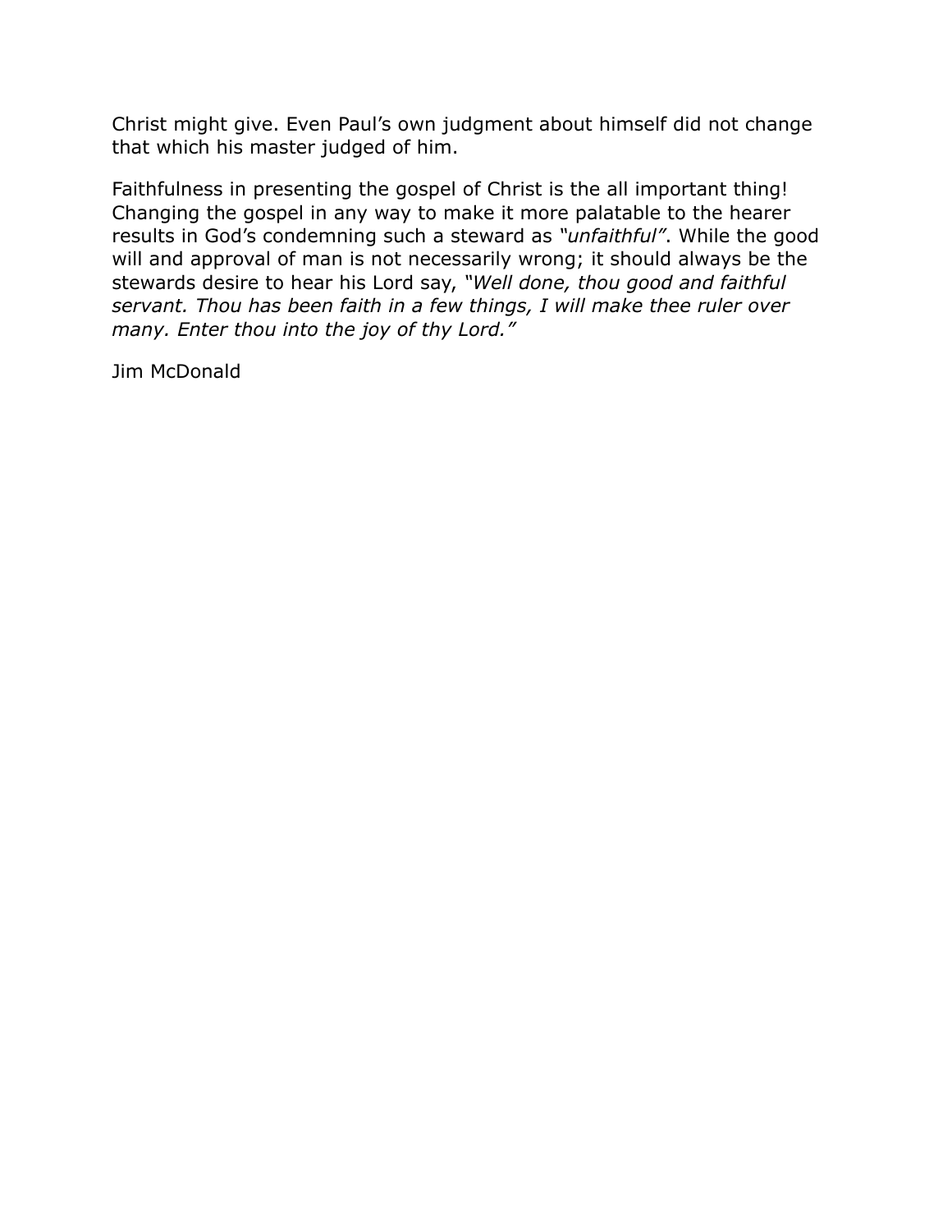Christ might give. Even Paul's own judgment about himself did not change that which his master judged of him.

Faithfulness in presenting the gospel of Christ is the all important thing! Changing the gospel in any way to make it more palatable to the hearer results in God's condemning such a steward as *"unfaithful"*. While the good will and approval of man is not necessarily wrong; it should always be the stewards desire to hear his Lord say, *"Well done, thou good and faithful servant. Thou has been faith in a few things, I will make thee ruler over many. Enter thou into the joy of thy Lord."*

Jim McDonald